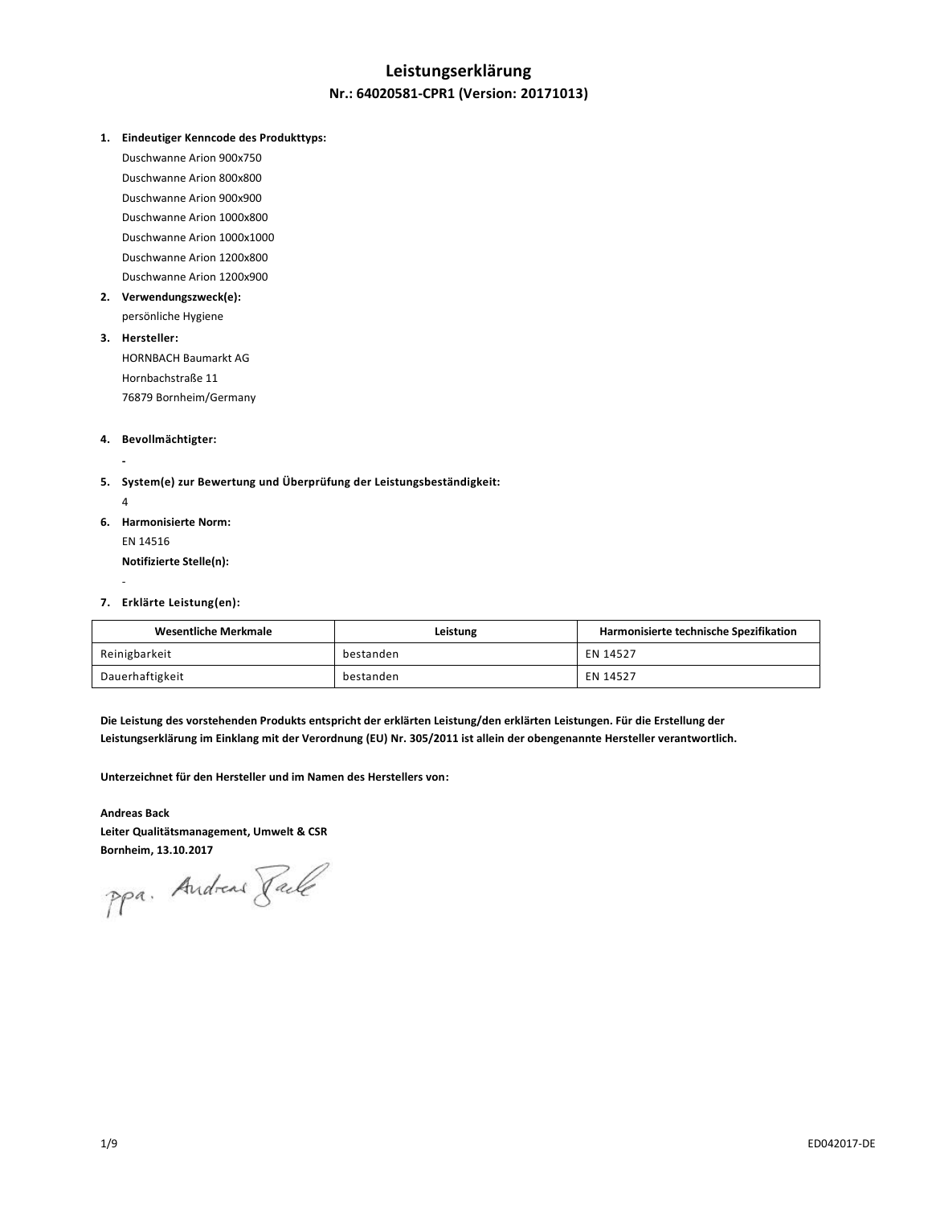# Leistungserklärung

## Nr.: 64020581-CPR1 (Version: 20171013)

1. **Eindeutiger Kenncode des Produkttyps:**
   Duschwanne Arion 900x750
   Duschwanne Arion 800x800
   Duschwanne Arion 900x900
   Duschwanne Arion 1000x800
   Duschwanne Arion 1000x1000
   Duschwanne Arion 1200x800
   Duschwanne Arion 1200x900
2. **Verwendungszweck(e):**
   persönliche Hygiene
3. **Hersteller:**
   HORNBACH Baumarkt AG
   Hornbachstraße 11
   76879 Bornheim/Germany
4. **Bevollmächtigter:**
   -
5. **System(e) zur Bewertung und Überprüfung der Leistungsbeständigkeit:**
   4
6. **Harmonisierte Norm:**
   EN 14516
   **Notifizierte Stelle(n):**
   -
7. **Erklärte Leistung(en):**

| Wesentliche Merkmale | Leistung | Harmonisierte technische Spezifikation |
|---|---|---|
| Reinigbarkeit | bestanden | EN 14527 |
| Dauerhaftigkeit | bestanden | EN 14527 |

**Die Leistung des vorstehenden Produkts entspricht der erklärten Leistung/den erklärten Leistungen. Für die Erstellung der Leistungserklärung im Einklang mit der Verordnung (EU) Nr. 305/2011 ist allein der obengenannte Hersteller verantwortlich.**

**Unterzeichnet für den Hersteller und im Namen des Herstellers von:**

**Andreas Back**
**Leiter Qualitätsmanagement, Umwelt & CSR**
**Bornheim, 13.10.2017**

ppa. Andreas Back

ED042017-DE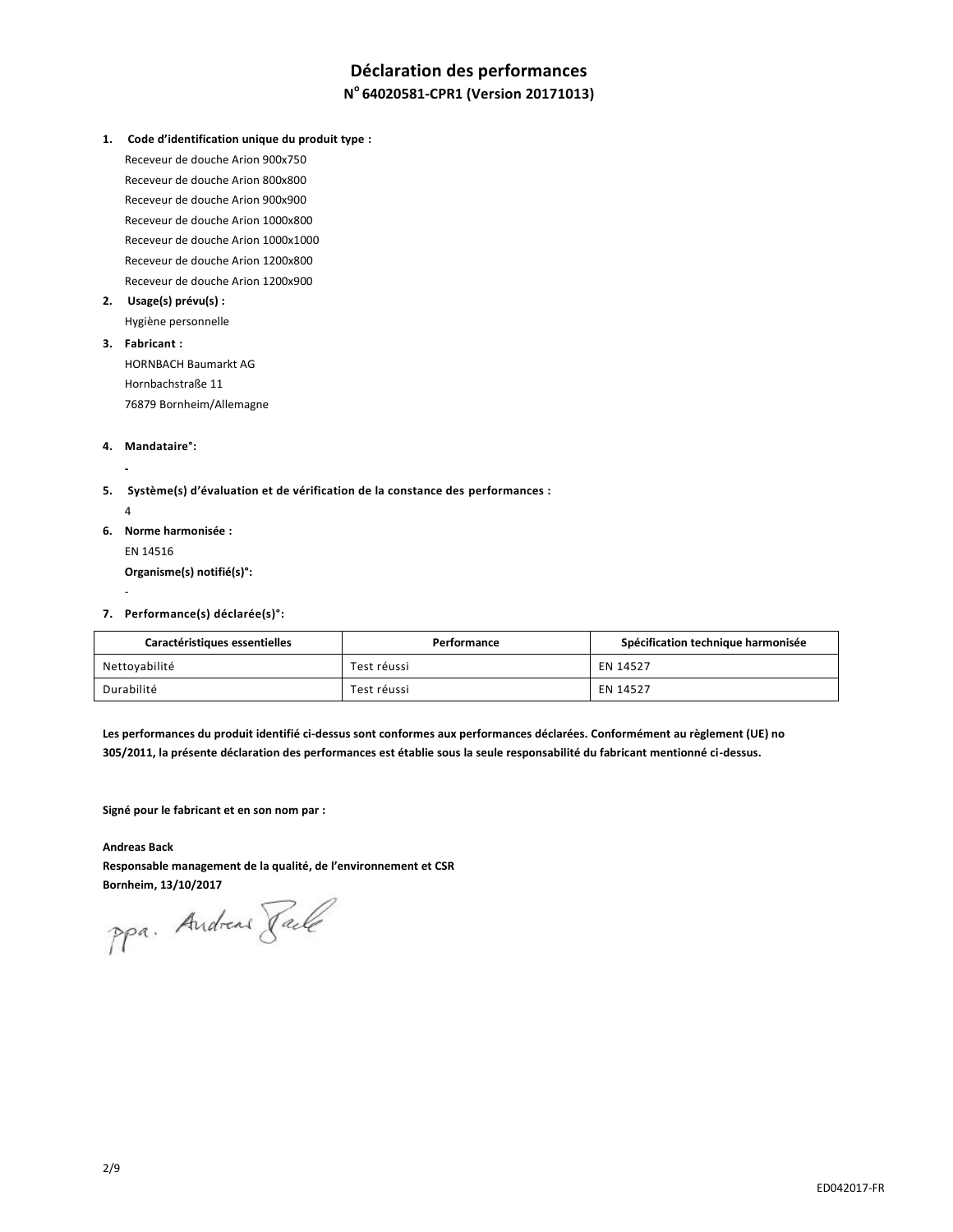# Déclaration des performances

## N° 64020581-CPR1 (Version 20171013)

1. **Code d'identification unique du produit type :**
   Receveur de douche Arion 900x750
   Receveur de douche Arion 800x800
   Receveur de douche Arion 900x900
   Receveur de douche Arion 1000x800
   Receveur de douche Arion 1000x1000
   Receveur de douche Arion 1200x800
   Receveur de douche Arion 1200x900
2. **Usage(s) prévu(s) :**
   Hygiène personnelle
3. **Fabricant :**
   HORNBACH Baumarkt AG
   Hornbachstraße 11
   76879 Bornheim/Allemagne
4. **Mandataire°:**
   -
5. **Système(s) d'évaluation et de vérification de la constance des performances :**
   4
6. **Norme harmonisée :**
   EN 14516
   **Organisme(s) notifié(s)°:**
   -
7. **Performance(s) déclarée(s)°:**

| Caractéristiques essentielles | Performance | Spécification technique harmonisée |
|---|---|---|
| Nettoyabilité | Test réussi | EN 14527 |
| Durabilité | Test réussi | EN 14527 |

**Les performances du produit identifié ci-dessus sont conformes aux performances déclarées. Conformément au règlement (UE) no 305/2011, la présente déclaration des performances est établie sous la seule responsabilité du fabricant mentionné ci-dessus.**

**Signé pour le fabricant et en son nom par :**

**Andreas Back**
**Responsable management de la qualité, de l'environnement et CSR**
**Bornheim, 13/10/2017**

ppa. Andreas Back

ED042017-FR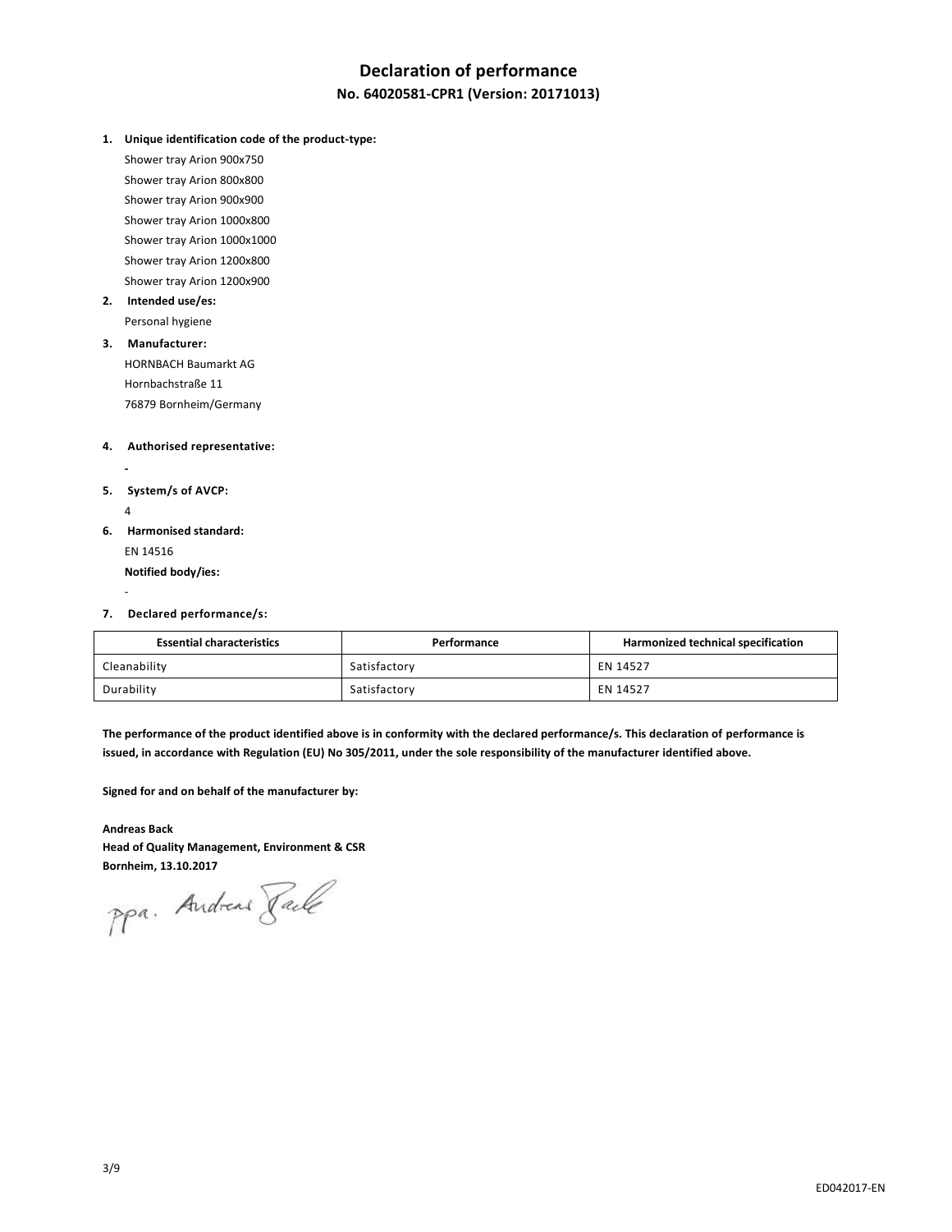# Declaration of performance

## No. 64020581-CPR1 (Version: 20171013)

1. **Unique identification code of the product-type:**
   
   Shower tray Arion 900x750
   
   Shower tray Arion 800x800
   
   Shower tray Arion 900x900
   
   Shower tray Arion 1000x800
   
   Shower tray Arion 1000x1000
   
   Shower tray Arion 1200x800
   
   Shower tray Arion 1200x900

2. **Intended use/es:**
   
   Personal hygiene

3. **Manufacturer:**
   
   HORNBACH Baumarkt AG
   
   Hornbachstraße 11
   
   76879 Bornheim/Germany

4. **Authorised representative:**
   
   -

5. **System/s of AVCP:**
   
   4

6. **Harmonised standard:**
   
   EN 14516
   
   **Notified body/ies:**
   
   -

7. **Declared performance/s:**

| Essential characteristics | Performance | Harmonized technical specification |
| --- | --- | --- |
| Cleanability | Satisfactory | EN 14527 |
| Durability | Satisfactory | EN 14527 |

**The performance of the product identified above is in conformity with the declared performance/s. This declaration of performance is issued, in accordance with Regulation (EU) No 305/2011, under the sole responsibility of the manufacturer identified above.**

**Signed for and on behalf of the manufacturer by:**

**Andreas Back**
**Head of Quality Management, Environment & CSR**
**Bornheim, 13.10.2017**

ppa. Andreas Back

ED042017-EN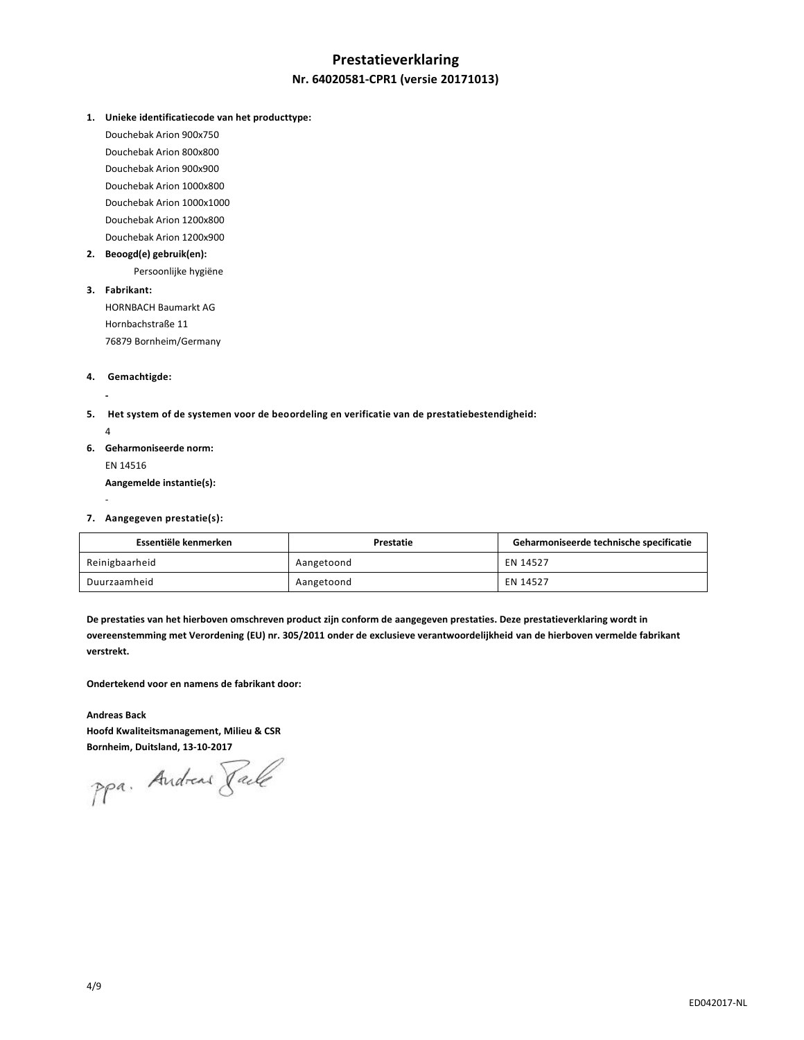# Prestatieverklaring

## Nr. 64020581-CPR1 (versie 20171013)

1. **Unieke identificatiecode van het producttype:**

   Douchebak Arion 900x750
   
   Douchebak Arion 800x800
   
   Douchebak Arion 900x900
   
   Douchebak Arion 1000x800
   
   Douchebak Arion 1000x1000
   
   Douchebak Arion 1200x800
   
   Douchebak Arion 1200x900

2. **Beoogd(e) gebruik(en):**

   Persoonlijke hygiëne

3. **Fabrikant:**

   HORNBACH Baumarkt AG
   
   Hornbachstraße 11
   
   76879 Bornheim/Germany

4. **Gemachtigde:**

   -

5. **Het system of de systemen voor de beoordeling en verificatie van de prestatiebestendigheid:**

   4

6. **Geharmoniseerde norm:**

   EN 14516

   **Aangemelde instantie(s):**

   -

7. **Aangegeven prestatie(s):**

| Essentiële kenmerken | Prestatie | Geharmoniseerde technische specificatie |
| --- | --- | --- |
| Reinigbaarheid | Aangetoond | EN 14527 |
| Duurzaamheid | Aangetoond | EN 14527 |

**De prestaties van het hierboven omschreven product zijn conform de aangegeven prestaties. Deze prestatieverklaring wordt in overeenstemming met Verordening (EU) nr. 305/2011 onder de exclusieve verantwoordelijkheid van de hierboven vermelde fabrikant verstrekt.**

**Ondertekend voor en namens de fabrikant door:**

**Andreas Back**

**Hoofd Kwaliteitsmanagement, Milieu & CSR**

**Bornheim, Duitsland, 13-10-2017**

ppa. Andreas Back

ED042017-NL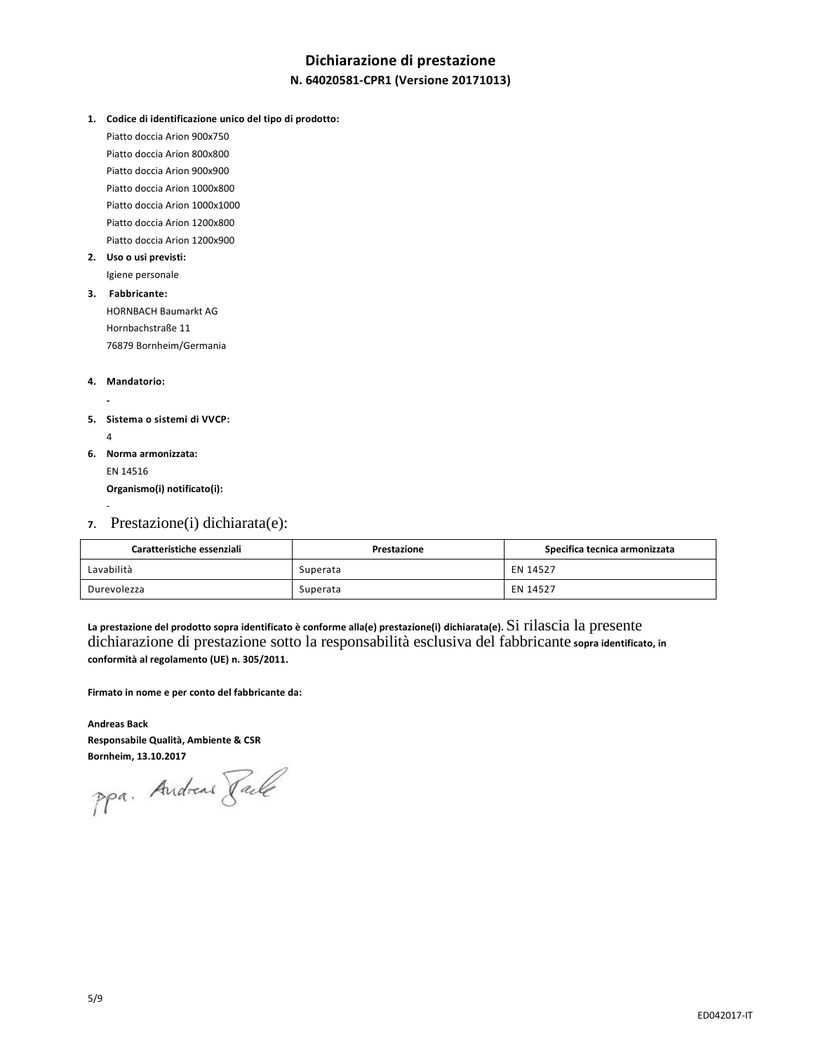# Dichiarazione di prestazione

## N. 64020581-CPR1 (Versione 20171013)

1. **Codice di identificazione unico del tipo di prodotto:**

   Piatto doccia Arion 900x750

   Piatto doccia Arion 800x800

   Piatto doccia Arion 900x900

   Piatto doccia Arion 1000x800

   Piatto doccia Arion 1000x1000

   Piatto doccia Arion 1200x800

   Piatto doccia Arion 1200x900

2. **Uso o usi previsti:**

   Igiene personale

3. **Fabbricante:**

   HORNBACH Baumarkt AG

   Hornbachstraße 11

   76879 Bornheim/Germania

4. **Mandatorio:**

   -

5. **Sistema o sistemi di VVCP:**

   4

6. **Norma armonizzata:**

   EN 14516

   **Organismo(i) notificato(i):**

   -

7. Prestazione(i) dichiarata(e):

| Caratteristiche essenziali | Prestazione | Specifica tecnica armonizzata |
|---|---|---|
| Lavabilità | Superata | EN 14527 |
| Durevolezza | Superata | EN 14527 |

**La prestazione del prodotto sopra identificato è conforme alla(e) prestazione(i) dichiarata(e).** Si rilascia la presente dichiarazione di prestazione sotto la responsabilità esclusiva del fabbricante **sopra identificato, in conformità al regolamento (UE) n. 305/2011.**

**Firmato in nome e per conto del fabbricante da:**

**Andreas Back**

**Responsabile Qualità, Ambiente & CSR**

**Bornheim, 13.10.2017**

ppa. Andreas Back

ED042017-IT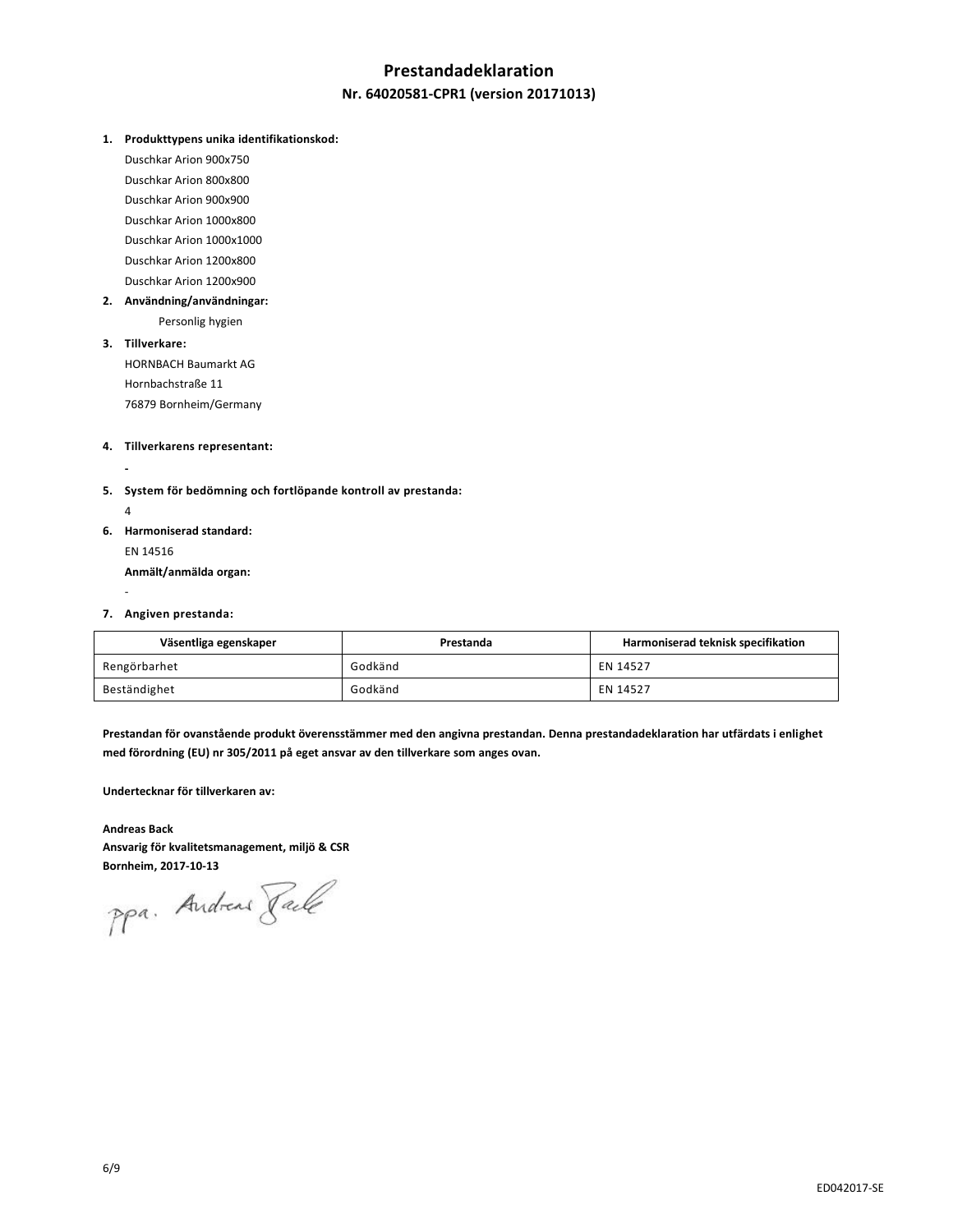# Prestandadeklaration

## Nr. 64020581-CPR1 (version 20171013)

1. **Produkttypens unika identifikationskod:**
   Duschkar Arion 900x750
   Duschkar Arion 800x800
   Duschkar Arion 900x900
   Duschkar Arion 1000x800
   Duschkar Arion 1000x1000
   Duschkar Arion 1200x800
   Duschkar Arion 1200x900
2. **Användning/användningar:**
   Personlig hygien
3. **Tillverkare:**
   HORNBACH Baumarkt AG
   Hornbachstraße 11
   76879 Bornheim/Germany
4. **Tillverkarens representant:**
   -
5. **System för bedömning och fortlöpande kontroll av prestanda:**
   4
6. **Harmoniserad standard:**
   EN 14516
   **Anmält/anmälda organ:**
   -
7. **Angiven prestanda:**

| Väsentliga egenskaper | Prestanda | Harmoniserad teknisk specifikation |
|---|---|---|
| Rengörbarhet | Godkänd | EN 14527 |
| Beständighet | Godkänd | EN 14527 |

**Prestandan för ovanstående produkt överensstämmer med den angivna prestandan. Denna prestandadeklaration har utfärdats i enlighet med förordning (EU) nr 305/2011 på eget ansvar av den tillverkare som anges ovan.**

**Undertecknar för tillverkaren av:**

**Andreas Back**
**Ansvarig för kvalitetsmanagement, miljö & CSR**
**Bornheim, 2017-10-13**

ppa. Andreas Back

ED042017-SE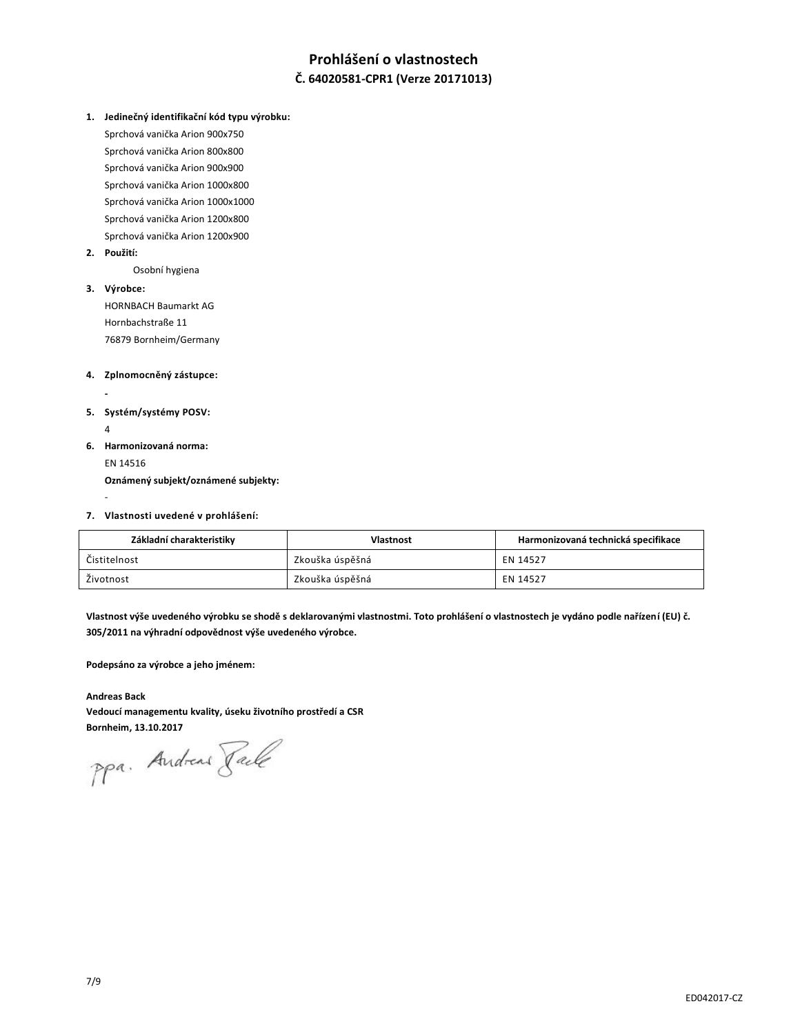# Prohlášení o vlastnostech

## Č. 64020581-CPR1 (Verze 20171013)

1. **Jedinečný identifikační kód typu výrobku:**
   Sprchová vanička Arion 900x750
   Sprchová vanička Arion 800x800
   Sprchová vanička Arion 900x900
   Sprchová vanička Arion 1000x800
   Sprchová vanička Arion 1000x1000
   Sprchová vanička Arion 1200x800
   Sprchová vanička Arion 1200x900
2. **Použití:**
   Osobní hygiena
3. **Výrobce:**
   HORNBACH Baumarkt AG
   Hornbachstraße 11
   76879 Bornheim/Germany
4. **Zplnomocněný zástupce:**
   -
5. **Systém/systémy POSV:**
   4
6. **Harmonizovaná norma:**
   EN 14516
   **Oznámený subjekt/oznámené subjekty:**
   -
7. **Vlastnosti uvedené v prohlášení:**

| Základní charakteristiky | Vlastnost | Harmonizovaná technická specifikace |
|---|---|---|
| Čistitelnost | Zkouška úspěšná | EN 14527 |
| Životnost | Zkouška úspěšná | EN 14527 |

**Vlastnost výše uvedeného výrobku se shodě s deklarovanými vlastnostmi. Toto prohlášení o vlastnostech je vydáno podle nařízení (EU) č. 305/2011 na výhradní odpovědnost výše uvedeného výrobce.**

**Podepsáno za výrobce a jeho jménem:**

**Andreas Back**
**Vedoucí managementu kvality, úseku životního prostředí a CSR**
**Bornheim, 13.10.2017**

ppa. Andreas Back

ED042017-CZ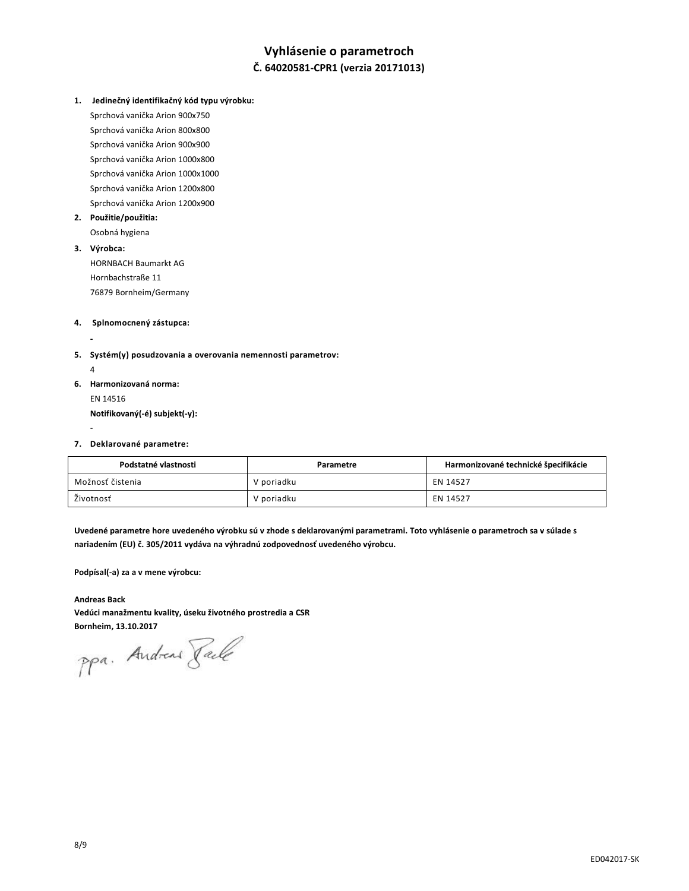# Vyhlásenie o parametroch

## Č. 64020581-CPR1 (verzia 20171013)

1. **Jedinečný identifikačný kód typu výrobku:**
   Sprchová vanička Arion 900x750
   Sprchová vanička Arion 800x800
   Sprchová vanička Arion 900x900
   Sprchová vanička Arion 1000x800
   Sprchová vanička Arion 1000x1000
   Sprchová vanička Arion 1200x800
   Sprchová vanička Arion 1200x900
2. **Použitie/použitia:**
   Osobná hygiena
3. **Výrobca:**
   HORNBACH Baumarkt AG
   Hornbachstraße 11
   76879 Bornheim/Germany
4. **Splnomocnený zástupca:**
   -
5. **Systém(y) posudzovania a overovania nemennosti parametrov:**
   4
6. **Harmonizovaná norma:**
   EN 14516
   **Notifikovaný(-é) subjekt(-y):**
   -
7. **Deklarované parametre:**

| Podstatné vlastnosti | Parametre | Harmonizované technické špecifikácie |
|---|---|---|
| Možnosť čistenia | V poriadku | EN 14527 |
| Životnosť | V poriadku | EN 14527 |

**Uvedené parametre hore uvedeného výrobku sú v zhode s deklarovanými parametrami. Toto vyhlásenie o parametroch sa v súlade s nariadením (EU) č. 305/2011 vydáva na výhradnú zodpovednosť uvedeného výrobcu.**

**Podpísal(-a) za a v mene výrobcu:**

**Andreas Back**
**Vedúci manažmentu kvality, úseku životného prostredia a CSR**
**Bornheim, 13.10.2017**

ppa. Andreas Back

ED042017-SK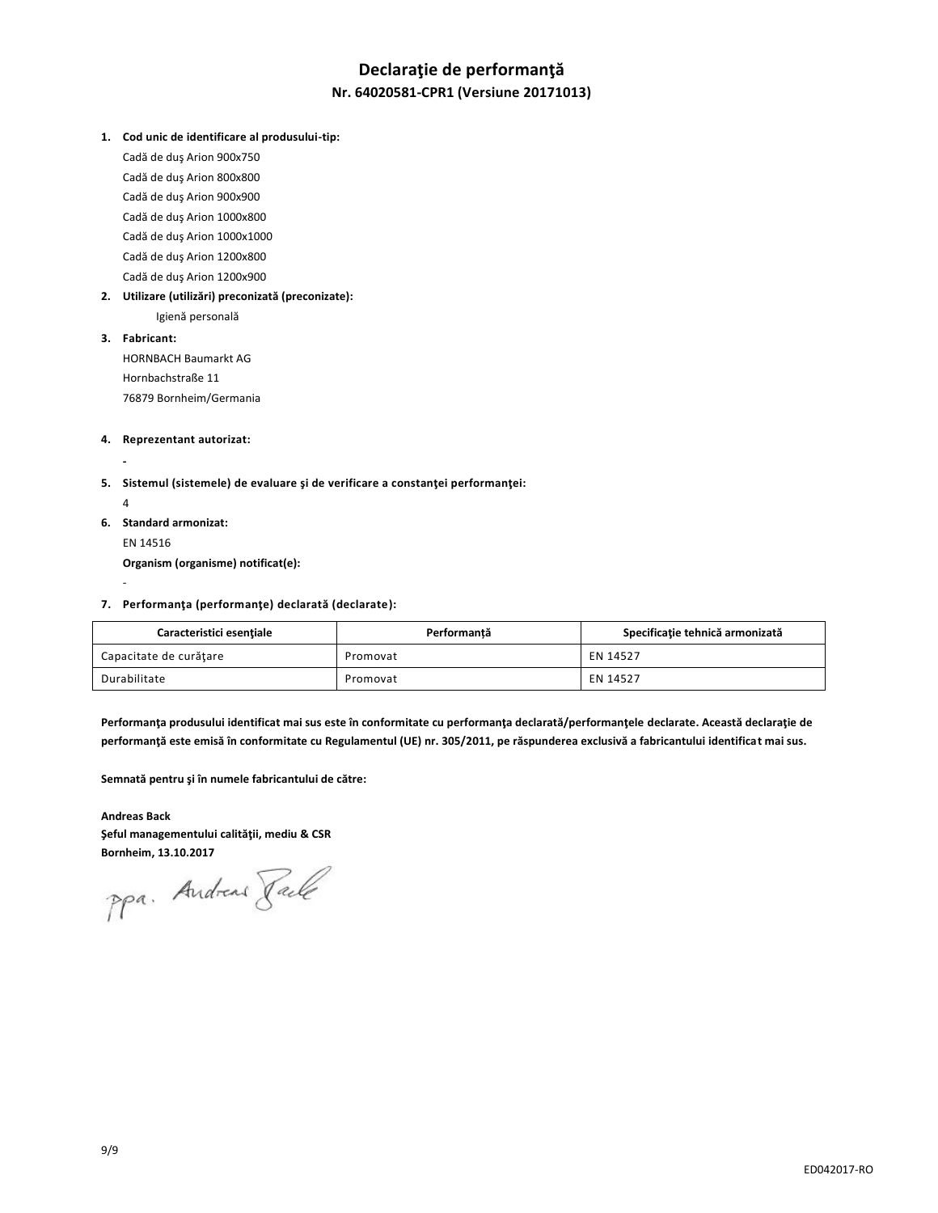# Declaraţie de performanţă

## Nr. 64020581-CPR1 (Versiune 20171013)

1. **Cod unic de identificare al produsului-tip:**
   Cadă de duş Arion 900x750
   Cadă de duş Arion 800x800
   Cadă de duş Arion 900x900
   Cadă de duş Arion 1000x800
   Cadă de duş Arion 1000x1000
   Cadă de duş Arion 1200x800
   Cadă de duş Arion 1200x900
2. **Utilizare (utilizări) preconizată (preconizate):**
   Igienă personală
3. **Fabricant:**
   HORNBACH Baumarkt AG
   Hornbachstraße 11
   76879 Bornheim/Germania
4. **Reprezentant autorizat:**
   -
5. **Sistemul (sistemele) de evaluare şi de verificare a constanţei performanţei:**
   4
6. **Standard armonizat:**
   EN 14516
   **Organism (organisme) notificat(e):**
   -
7. **Performanţa (performanţe) declarată (declarate):**

| Caracteristici esenţiale | Performanță | Specificaţie tehnică armonizată |
|---|---|---|
| Capacitate de curăţare | Promovat | EN 14527 |
| Durabilitate | Promovat | EN 14527 |

**Performanţa produsului identificat mai sus este în conformitate cu performanţa declarată/performanţele declarate. Această declaraţie de performanţă este emisă în conformitate cu Regulamentul (UE) nr. 305/2011, pe răspunderea exclusivă a fabricantului identificat mai sus.**

**Semnată pentru şi în numele fabricantului de către:**

**Andreas Back**
**Şeful managementului calităţii, mediu & CSR**
**Bornheim, 13.10.2017**

ppa. Andreas Back

ED042017-RO